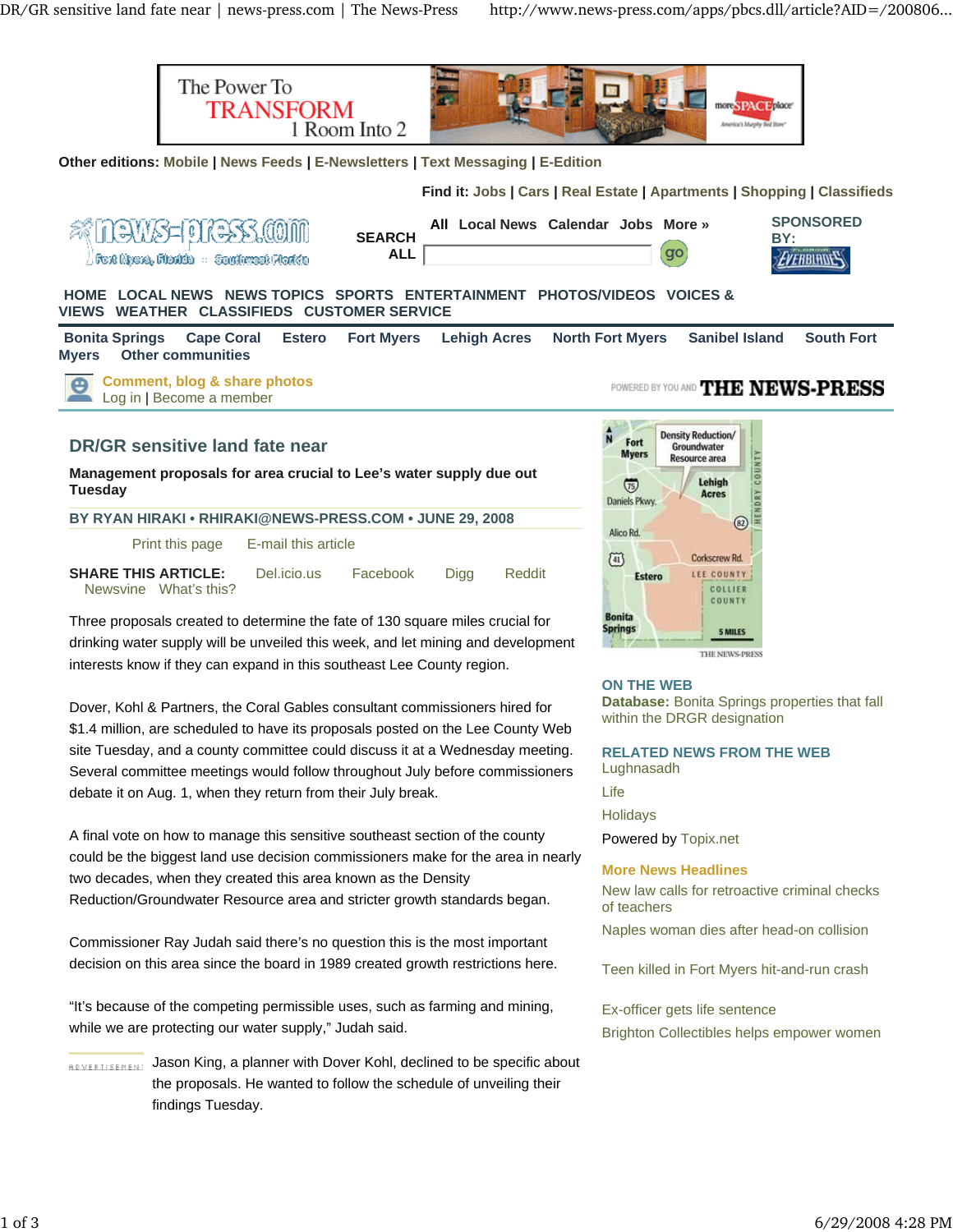Other editions: Mobile | News Feeds | E-Newsletters | Text Messaging | E-Edition

Find it: Jobs | Cars | Real Estate | Apartments | Shopping | Classifieds

SEARCH ALL — All Local News Calendar Jobs More »

SPONSORED BY:

HOME LOCAL NEWS NEWS TOPICS SPORTS ENTERTAINMENT PHOTOS/VIDEOS VOICES & VIEWS WEATHER CLASSIFIEDS CUSTOMER SERVICE

Bonita Springs Cape Coral Estero Fort Myers Lehigh Acres North Fort Myers Sanibel Island South Fort Myers Other communities

Comment, blog & share photos
Log in | Become a member

POWERED BY YOU AND THE NEWS-PRESS

# DR/GR sensitive land fate near

**Management proposals for area crucial to Lee's water supply due out Tuesday**

BY RYAN HIRAKI • RHIRAKI@NEWS-PRESS.COM • JUNE 29, 2008

Print this page E-mail this article

**SHARE THIS ARTICLE:** Del.icio.us Facebook Digg Reddit Newsvine What's this?

Three proposals created to determine the fate of 130 square miles crucial for drinking water supply will be unveiled this week, and let mining and development interests know if they can expand in this southeast Lee County region.

Dover, Kohl & Partners, the Coral Gables consultant commissioners hired for $1.4 million, are scheduled to have its proposals posted on the Lee County Web site Tuesday, and a county committee could discuss it at a Wednesday meeting. Several committee meetings would follow throughout July before commissioners debate it on Aug. 1, when they return from their July break.

A final vote on how to manage this sensitive southeast section of the county could be the biggest land use decision commissioners make for the area in nearly two decades, when they created this area known as the Density Reduction/Groundwater Resource area and stricter growth standards began.

Commissioner Ray Judah said there's no question this is the most important decision on this area since the board in 1989 created growth restrictions here.

"It's because of the competing permissible uses, such as farming and mining, while we are protecting our water supply," Judah said.

Jason King, a planner with Dover Kohl, declined to be specific about the proposals. He wanted to follow the schedule of unveiling their findings Tuesday.

**ON THE WEB**

**Database:** Bonita Springs properties that fall within the DRGR designation

**RELATED NEWS FROM THE WEB**

Lughnasadh

Life

Holidays

Powered by Topix.net

**More News Headlines**

New law calls for retroactive criminal checks of teachers

Naples woman dies after head-on collision

Teen killed in Fort Myers hit-and-run crash

Ex-officer gets life sentence

Brighton Collectibles helps empower women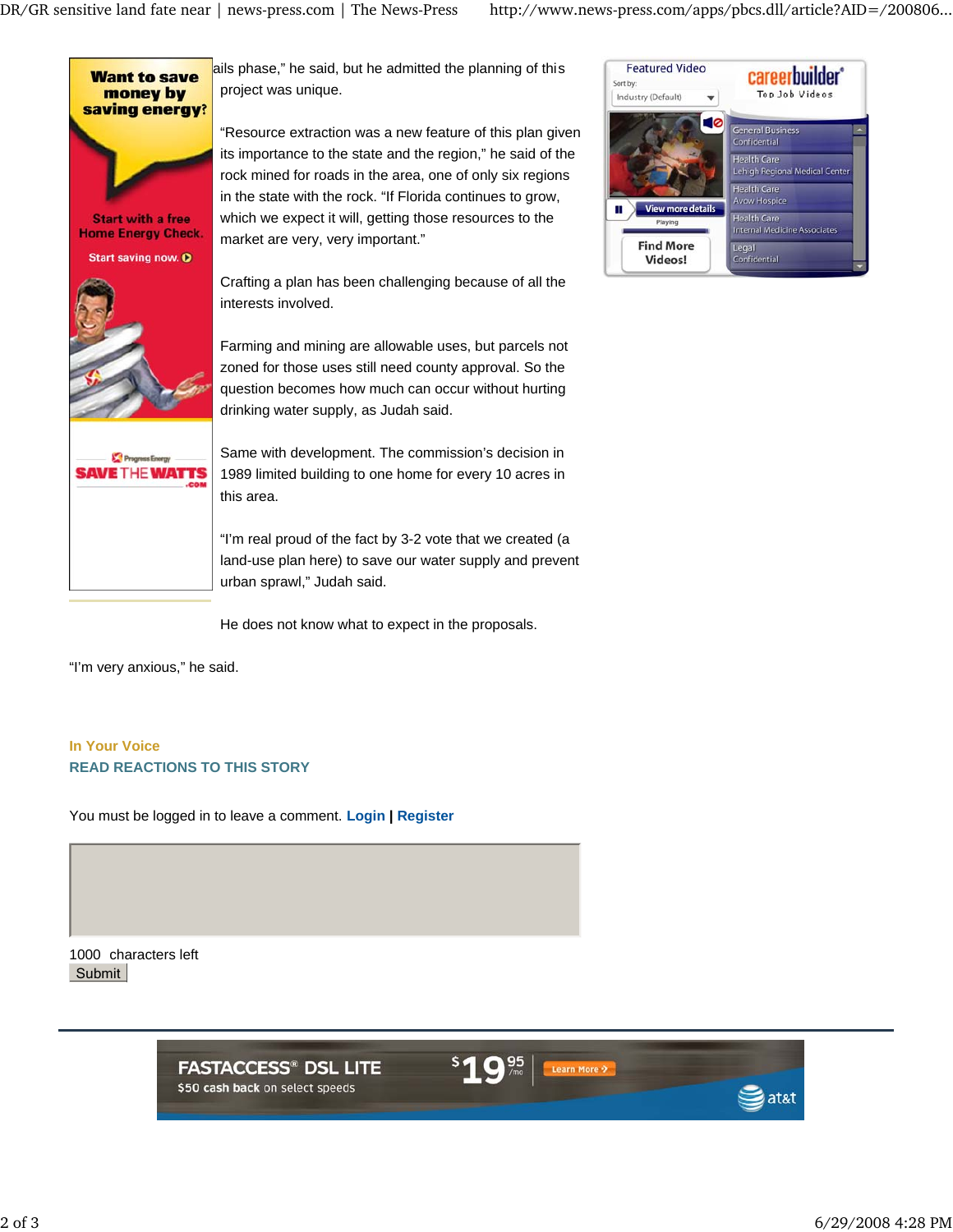ails phase," he said, but he admitted the planning of this project was unique.

"Resource extraction was a new feature of this plan given its importance to the state and the region," he said of the rock mined for roads in the area, one of only six regions in the state with the rock. "If Florida continues to grow, which we expect it will, getting those resources to the market are very, very important."

Crafting a plan has been challenging because of all the interests involved.

Farming and mining are allowable uses, but parcels not zoned for those uses still need county approval. So the question becomes how much can occur without hurting drinking water supply, as Judah said.

Same with development. The commission's decision in 1989 limited building to one home for every 10 acres in this area.

"I'm real proud of the fact by 3-2 vote that we created (a land-use plan here) to save our water supply and prevent urban sprawl," Judah said.

He does not know what to expect in the proposals.

"I'm very anxious," he said.

In Your Voice

READ REACTIONS TO THIS STORY

You must be logged in to leave a comment. **Login** | **Register**

1000 characters left

Submit